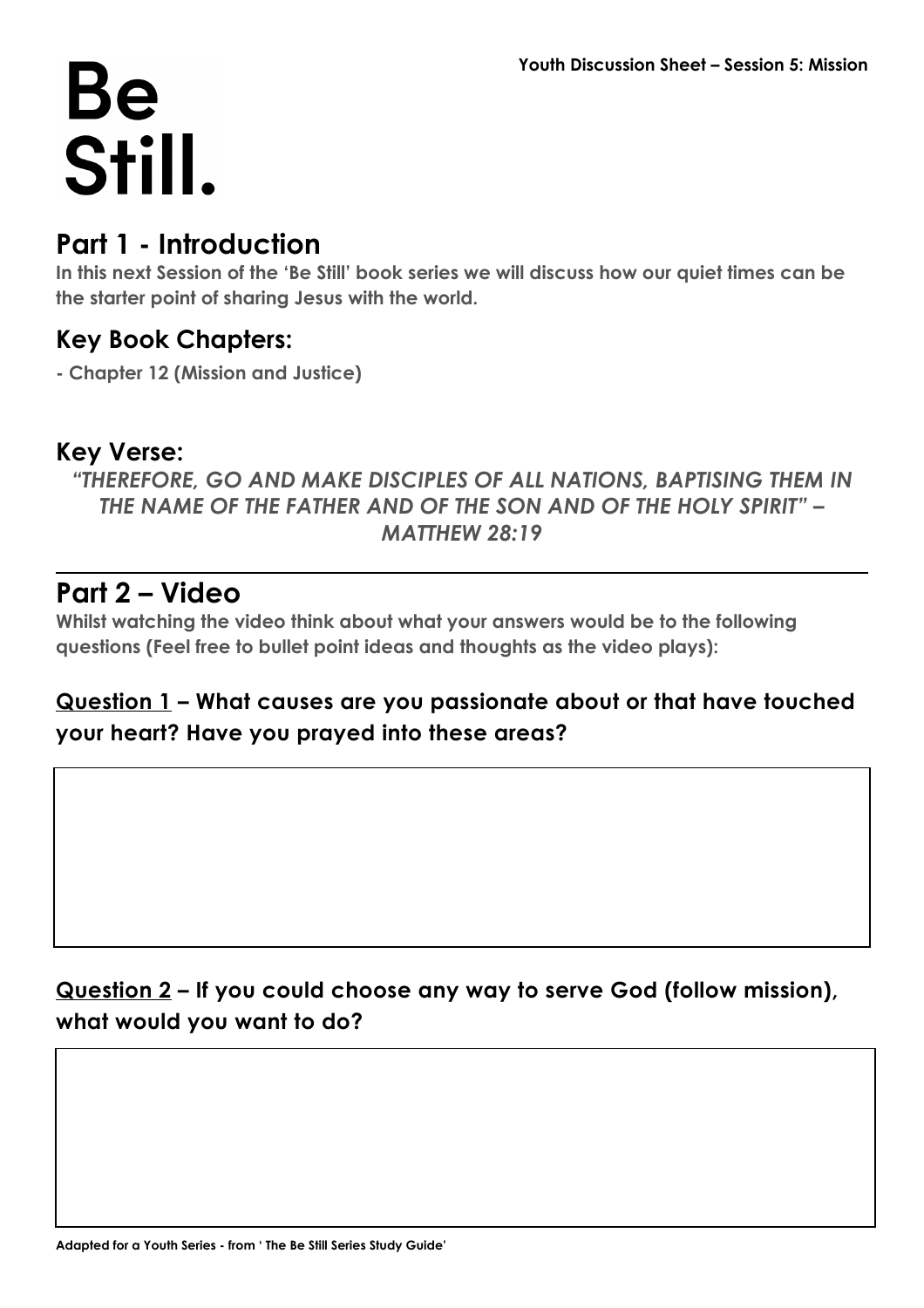# Be Still.

**Youth Discussion Sheet – Session 5: Mission**

## Part 1 - Introduction

**In this next Session of the 'Be Still' book series we will discuss how our quiet times can be the starter point of sharing Jesus with the world.**

### Key Book Chapters:

**- Chapter 12 (Mission and Justice)**

### Key Verse:

***"THEREFORE, GO AND MAKE DISCIPLES OF ALL NATIONS, BAPTISING THEM IN THE NAME OF THE FATHER AND OF THE SON AND OF THE HOLY SPIRIT" – MATTHEW 28:19***

---

## Part 2 – Video

**Whilst watching the video think about what your answers would be to the following questions (Feel free to bullet point ideas and thoughts as the video plays):**

**Question 1 – What causes are you passionate about or that have touched your heart? Have you prayed into these areas?**

**Question 2 – If you could choose any way to serve God (follow mission), what would you want to do?**

**Adapted for a Youth Series - from ' The Be Still Series Study Guide'**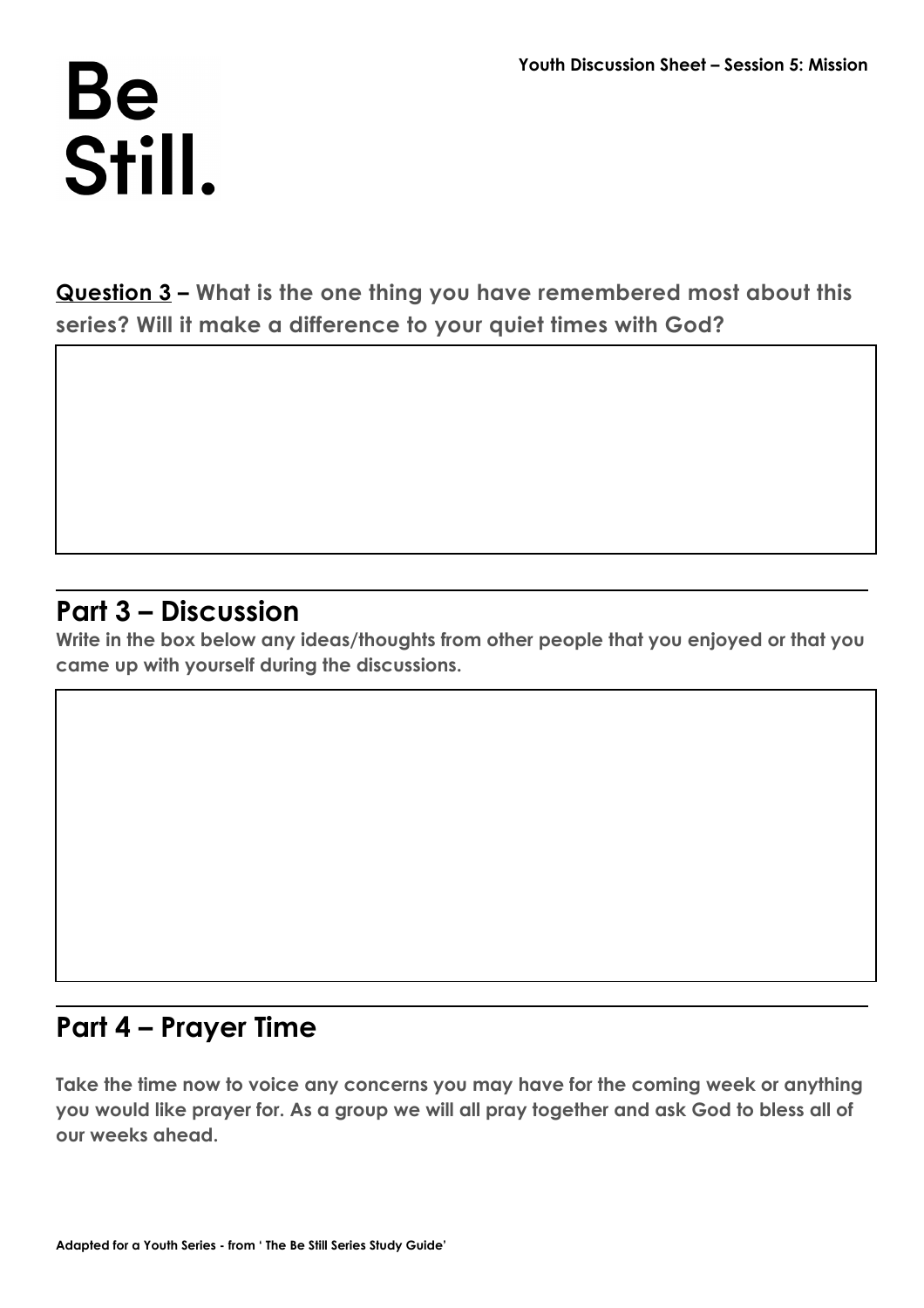**Question 3 – What is the one thing you have remembered most about this series? Will it make a difference to your quiet times with God?**

## Part 3 – Discussion

**Write in the box below any ideas/thoughts from other people that you enjoyed or that you came up with yourself during the discussions.**

## Part 4 – Prayer Time

**Take the time now to voice any concerns you may have for the coming week or anything you would like prayer for. As a group we will all pray together and ask God to bless all of our weeks ahead.**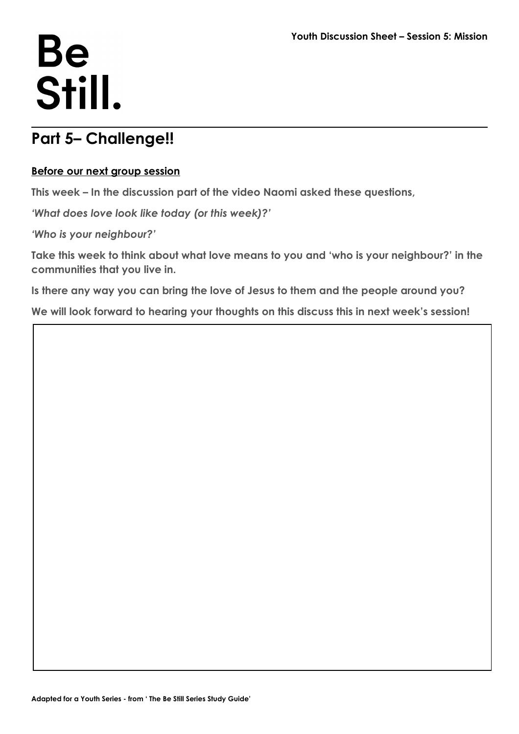# Be Still.

Youth Discussion Sheet – Session 5: Mission

## Part 5– Challenge!!

**Before our next group session**

**This week – In the discussion part of the video Naomi asked these questions,**

***'What does love look like today (or this week)?'***

***'Who is your neighbour?'***

**Take this week to think about what love means to you and 'who is your neighbour?' in the communities that you live in.**

**Is there any way you can bring the love of Jesus to them and the people around you?**

**We will look forward to hearing your thoughts on this discuss this in next week's session!**

**Adapted for a Youth Series - from ' The Be Still Series Study Guide'**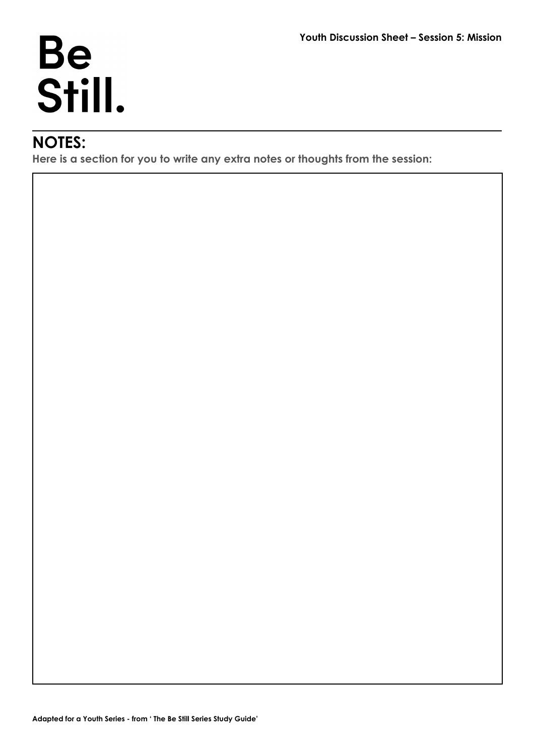Youth Discussion Sheet – Session 5: Mission

# Be Still.

## NOTES:

Here is a section for you to write any extra notes or thoughts from the session:

Adapted for a Youth Series - from ' The Be Still Series Study Guide'